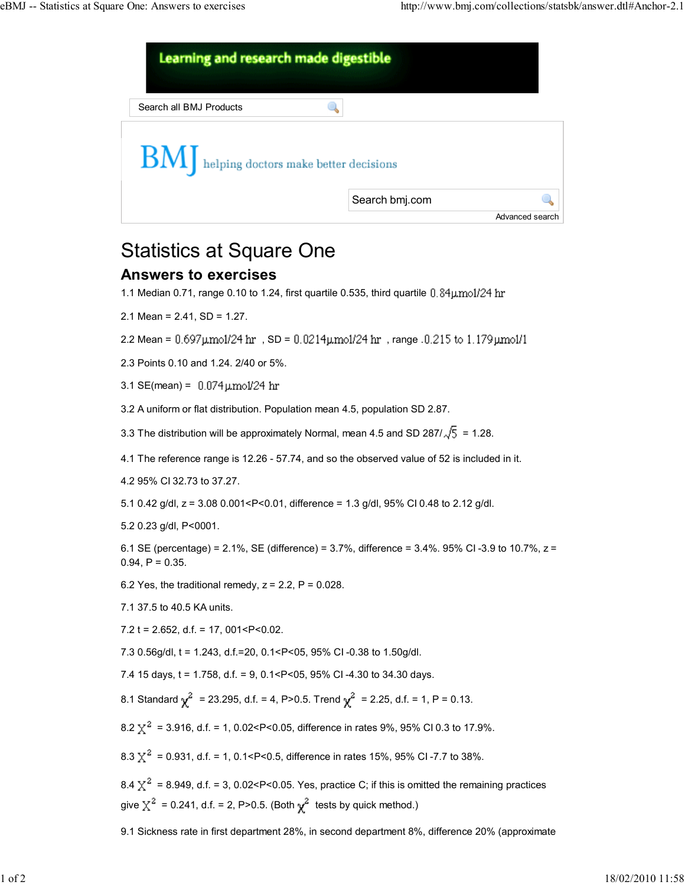Learning and research made digestible

Search all BMJ Products

BMJ helping doctors make better decisions

Search bmj.com

Advanced search

# Statistics at Square One

## Answers to exercises

1.1 Median 0.71, range 0.10 to 1.24, first quartile 0.535, third quartile 0.84μmol/24 hr

2.1 Mean = 2.41, SD = 1.27.

2.2 Mean = 0.697μmol/24 hr , SD = 0.0214μmol/24 hr , range .0.215 to 1.179μmol/1

2.3 Points 0.10 and 1.24. 2/40 or 5%.

3.1 SE(mean) = 0.074μmol/24 hr

3.2 A uniform or flat distribution. Population mean 4.5, population SD 2.87.

3.3 The distribution will be approximately Normal, mean 4.5 and SD 287/$\sqrt{5}$ = 1.28.

4.1 The reference range is 12.26 - 57.74, and so the observed value of 52 is included in it.

4.2 95% CI 32.73 to 37.27.

5.1 0.42 g/dl, z = 3.08 0.001<P<0.01, difference = 1.3 g/dl, 95% CI 0.48 to 2.12 g/dl.

5.2 0.23 g/dl, P<0001.

6.1 SE (percentage) = 2.1%, SE (difference) = 3.7%, difference = 3.4%. 95% CI -3.9 to 10.7%, z = 0.94, P = 0.35.

6.2 Yes, the traditional remedy, z = 2.2, P = 0.028.

7.1 37.5 to 40.5 KA units.

7.2 t = 2.652, d.f. = 17, 001<P<0.02.

7.3 0.56g/dl, t = 1.243, d.f.=20, 0.1<P<05, 95% CI -0.38 to 1.50g/dl.

7.4 15 days, t = 1.758, d.f. = 9, 0.1<P<05, 95% CI -4.30 to 34.30 days.

8.1 Standard $\chi^2$ = 23.295, d.f. = 4, P>0.5. Trend $\chi^2$ = 2.25, d.f. = 1, P = 0.13.

8.2 $\chi^2$ = 3.916, d.f. = 1, 0.02<P<0.05, difference in rates 9%, 95% CI 0.3 to 17.9%.

8.3 $\chi^2$ = 0.931, d.f. = 1, 0.1<P<0.5, difference in rates 15%, 95% CI -7.7 to 38%.

8.4 $\chi^2$ = 8.949, d.f. = 3, 0.02<P<0.05. Yes, practice C; if this is omitted the remaining practices give $\chi^2$ = 0.241, d.f. = 2, P>0.5. (Both $\chi^2$ tests by quick method.)

9.1 Sickness rate in first department 28%, in second department 8%, difference 20% (approximate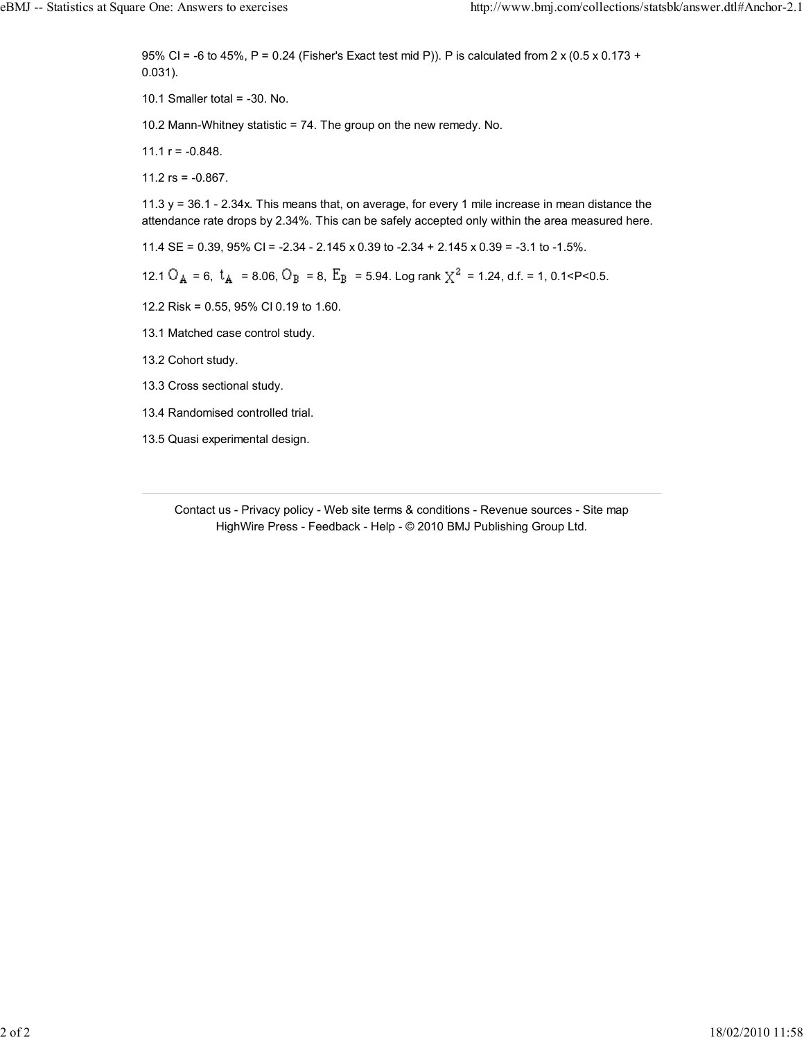95% CI = -6 to 45%, P = 0.24 (Fisher's Exact test mid P)). P is calculated from 2 x (0.5 x 0.173 + 0.031).

10.1 Smaller total = -30. No.

10.2 Mann-Whitney statistic = 74. The group on the new remedy. No.

11.1 r = -0.848.

11.2 rs = -0.867.

11.3 y = 36.1 - 2.34x. This means that, on average, for every 1 mile increase in mean distance the attendance rate drops by 2.34%. This can be safely accepted only within the area measured here.

11.4 SE = 0.39, 95% CI = -2.34 - 2.145 x 0.39 to -2.34 + 2.145 x 0.39 = -3.1 to -1.5%.

12.1 $O_A$ = 6, $t_A$ = 8.06, $O_B$ = 8, $E_B$ = 5.94. Log rank $X^2$ = 1.24, d.f. = 1, 0.1<P<0.5.

12.2 Risk = 0.55, 95% CI 0.19 to 1.60.

13.1 Matched case control study.

13.2 Cohort study.

13.3 Cross sectional study.

13.4 Randomised controlled trial.

13.5 Quasi experimental design.

---

Contact us - Privacy policy - Web site terms & conditions - Revenue sources - Site map
HighWire Press - Feedback - Help - © 2010 BMJ Publishing Group Ltd.